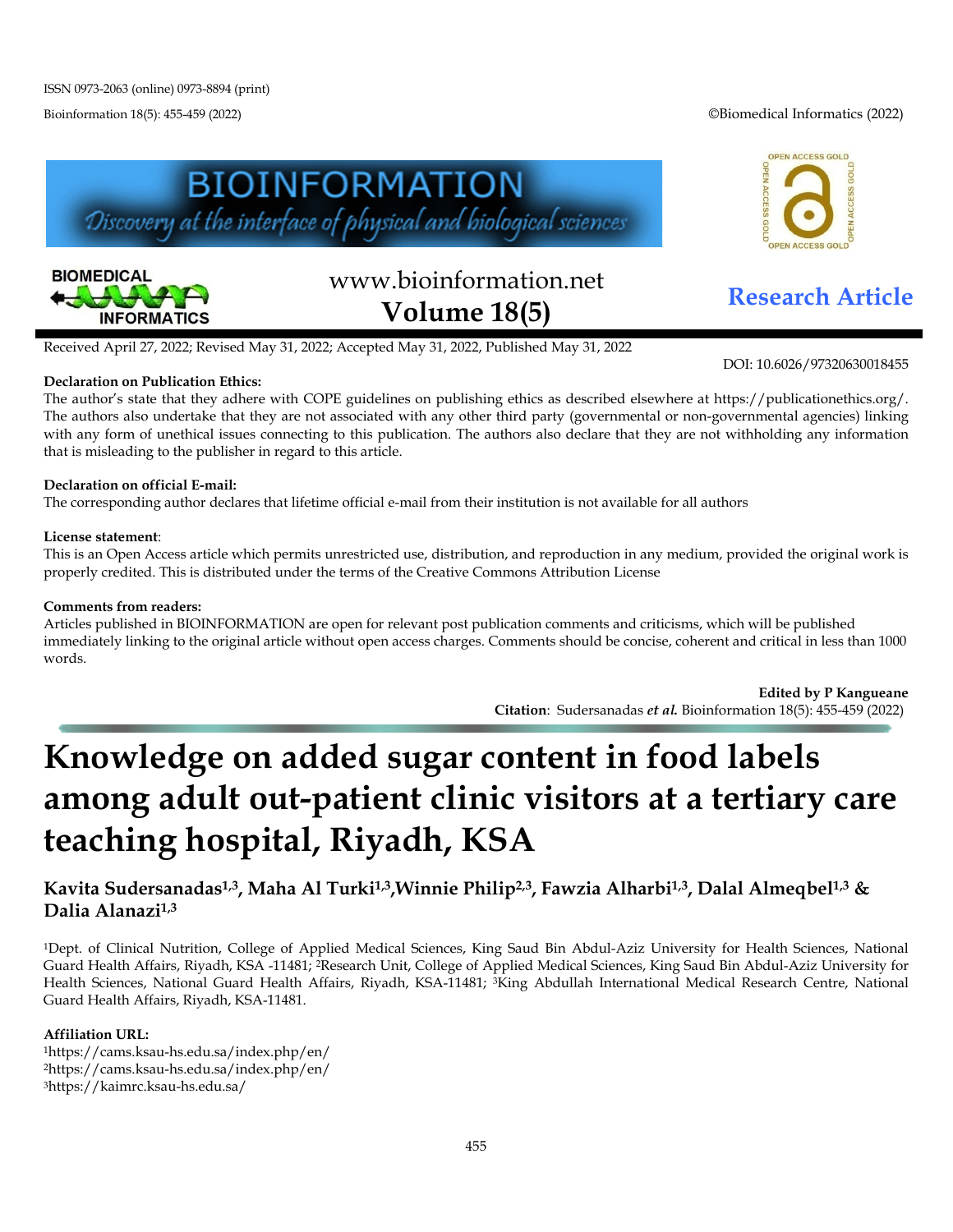ISSN 0973-2063 (online) 0973-8894 (print)

Bioinformation 18(5): 455-459 (2022)

©Biomedical Informatics (2022)

www.bioinformation.net
**Volume 18(5)**

**Research Article**

Received April 27, 2022; Revised May 31, 2022; Accepted May 31, 2022, Published May 31, 2022

DOI: 10.6026/97320630018455

**Declaration on Publication Ethics:**
The author's state that they adhere with COPE guidelines on publishing ethics as described elsewhere at https://publicationethics.org/. The authors also undertake that they are not associated with any other third party (governmental or non-governmental agencies) linking with any form of unethical issues connecting to this publication. The authors also declare that they are not withholding any information that is misleading to the publisher in regard to this article.

**Declaration on official E-mail:**
The corresponding author declares that lifetime official e-mail from their institution is not available for all authors

**License statement**:
This is an Open Access article which permits unrestricted use, distribution, and reproduction in any medium, provided the original work is properly credited. This is distributed under the terms of the Creative Commons Attribution License

**Comments from readers:**
Articles published in BIOINFORMATION are open for relevant post publication comments and criticisms, which will be published immediately linking to the original article without open access charges. Comments should be concise, coherent and critical in less than 1000 words.

**Edited by P Kangueane**
**Citation**: Sudersanadas ***et al.*** Bioinformation 18(5): 455-459 (2022)

# Knowledge on added sugar content in food labels among adult out-patient clinic visitors at a tertiary care teaching hospital, Riyadh, KSA

**Kavita Sudersanadas[1,3], Maha Al Turki[1,3], Winnie Philip[2,3], Fawzia Alharbi[1,3], Dalal Almeqbel[1,3] & Dalia Alanazi[1,3]**

[1]Dept. of Clinical Nutrition, College of Applied Medical Sciences, King Saud Bin Abdul-Aziz University for Health Sciences, National Guard Health Affairs, Riyadh, KSA -11481; [2]Research Unit, College of Applied Medical Sciences, King Saud Bin Abdul-Aziz University for Health Sciences, National Guard Health Affairs, Riyadh, KSA-11481; [3]King Abdullah International Medical Research Centre, National Guard Health Affairs, Riyadh, KSA-11481.

**Affiliation URL:**
[1]https://cams.ksau-hs.edu.sa/index.php/en/
[2]https://cams.ksau-hs.edu.sa/index.php/en/
[3]https://kaimrc.ksau-hs.edu.sa/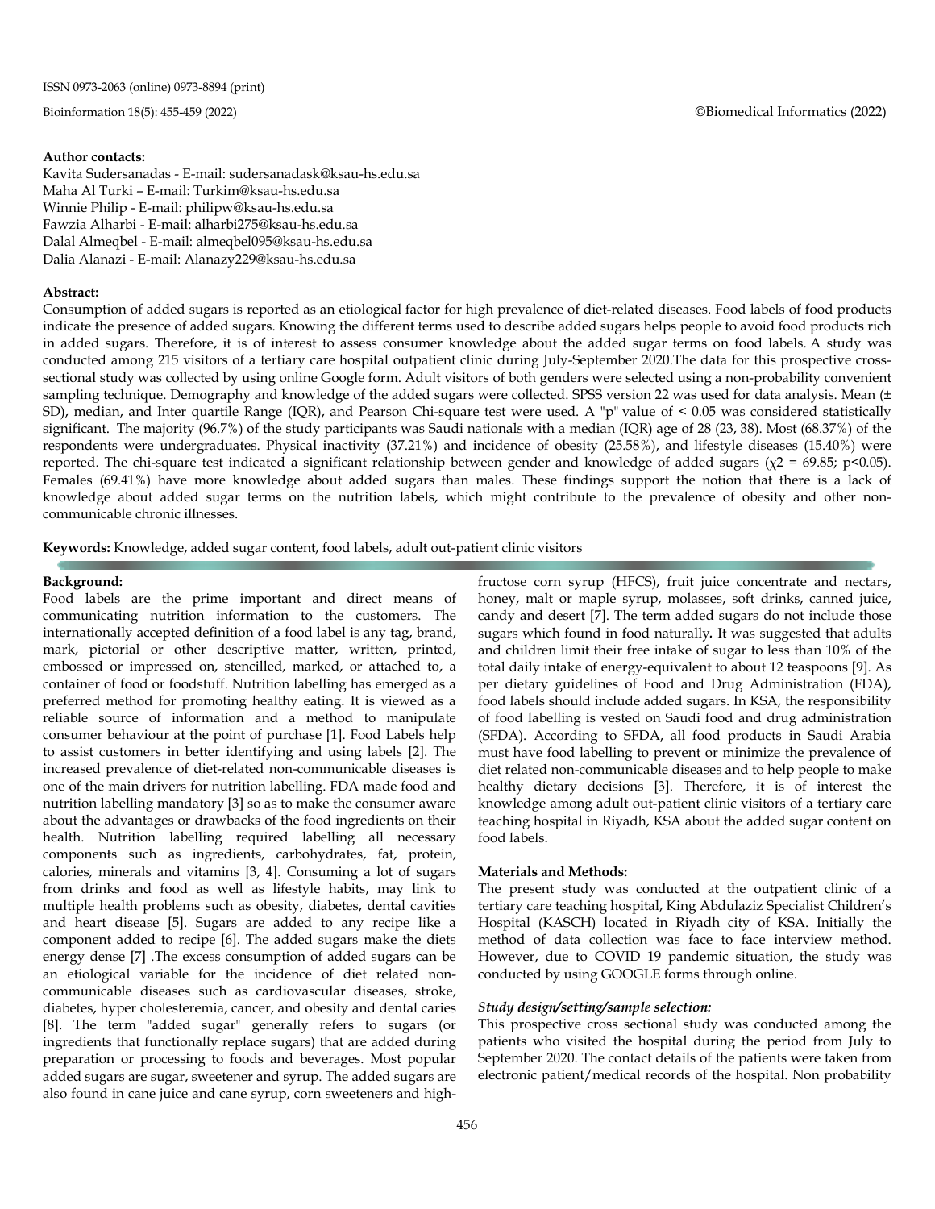**Author contacts:**

Kavita Sudersanadas - E-mail: sudersanadask@ksau-hs.edu.sa
Maha Al Turki – E-mail: Turkim@ksau-hs.edu.sa
Winnie Philip - E-mail: philipw@ksau-hs.edu.sa
Fawzia Alharbi - E-mail: alharbi275@ksau-hs.edu.sa
Dalal Almeqbel - E-mail: almeqbel095@ksau-hs.edu.sa
Dalia Alanazi - E-mail: Alanazy229@ksau-hs.edu.sa

**Abstract:**

Consumption of added sugars is reported as an etiological factor for high prevalence of diet-related diseases. Food labels of food products indicate the presence of added sugars. Knowing the different terms used to describe added sugars helps people to avoid food products rich in added sugars. Therefore, it is of interest to assess consumer knowledge about the added sugar terms on food labels. A study was conducted among 215 visitors of a tertiary care hospital outpatient clinic during July-September 2020.The data for this prospective cross-sectional study was collected by using online Google form. Adult visitors of both genders were selected using a non-probability convenient sampling technique. Demography and knowledge of the added sugars were collected. SPSS version 22 was used for data analysis. Mean (± SD), median, and Inter quartile Range (IQR), and Pearson Chi-square test were used. A "p" value of < 0.05 was considered statistically significant. The majority (96.7%) of the study participants was Saudi nationals with a median (IQR) age of 28 (23, 38). Most (68.37%) of the respondents were undergraduates. Physical inactivity (37.21%) and incidence of obesity (25.58%), and lifestyle diseases (15.40%) were reported. The chi-square test indicated a significant relationship between gender and knowledge of added sugars ($\chi^2$ = 69.85; $p<0.05$). Females (69.41%) have more knowledge about added sugars than males. These findings support the notion that there is a lack of knowledge about added sugar terms on the nutrition labels, which might contribute to the prevalence of obesity and other non-communicable chronic illnesses.

**Keywords:** Knowledge, added sugar content, food labels, adult out-patient clinic visitors

**Background:**

Food labels are the prime important and direct means of communicating nutrition information to the customers. The internationally accepted definition of a food label is any tag, brand, mark, pictorial or other descriptive matter, written, printed, embossed or impressed on, stencilled, marked, or attached to, a container of food or foodstuff. Nutrition labelling has emerged as a preferred method for promoting healthy eating. It is viewed as a reliable source of information and a method to manipulate consumer behaviour at the point of purchase [1]. Food Labels help to assist customers in better identifying and using labels [2]. The increased prevalence of diet-related non-communicable diseases is one of the main drivers for nutrition labelling. FDA made food and nutrition labelling mandatory [3] so as to make the consumer aware about the advantages or drawbacks of the food ingredients on their health. Nutrition labelling required labelling all necessary components such as ingredients, carbohydrates, fat, protein, calories, minerals and vitamins [3, 4]. Consuming a lot of sugars from drinks and food as well as lifestyle habits, may link to multiple health problems such as obesity, diabetes, dental cavities and heart disease [5]. Sugars are added to any recipe like a component added to recipe [6]. The added sugars make the diets energy dense [7] .The excess consumption of added sugars can be an etiological variable for the incidence of diet related non-communicable diseases such as cardiovascular diseases, stroke, diabetes, hyper cholesteremia, cancer, and obesity and dental caries [8]. The term "added sugar" generally refers to sugars (or ingredients that functionally replace sugars) that are added during preparation or processing to foods and beverages. Most popular added sugars are sugar, sweetener and syrup. The added sugars are also found in cane juice and cane syrup, corn sweeteners and high-fructose corn syrup (HFCS), fruit juice concentrate and nectars, honey, malt or maple syrup, molasses, soft drinks, canned juice, candy and desert [7]. The term added sugars do not include those sugars which found in food naturally**.** It was suggested that adults and children limit their free intake of sugar to less than 10% of the total daily intake of energy-equivalent to about 12 teaspoons [9]. As per dietary guidelines of Food and Drug Administration (FDA), food labels should include added sugars. In KSA, the responsibility of food labelling is vested on Saudi food and drug administration (SFDA). According to SFDA, all food products in Saudi Arabia must have food labelling to prevent or minimize the prevalence of diet related non-communicable diseases and to help people to make healthy dietary decisions [3]. Therefore, it is of interest the knowledge among adult out-patient clinic visitors of a tertiary care teaching hospital in Riyadh, KSA about the added sugar content on food labels.

**Materials and Methods:**

The present study was conducted at the outpatient clinic of a tertiary care teaching hospital, King Abdulaziz Specialist Children's Hospital (KASCH) located in Riyadh city of KSA. Initially the method of data collection was face to face interview method. However, due to COVID 19 pandemic situation, the study was conducted by using GOOGLE forms through online.

***Study design/setting/sample selection:***

This prospective cross sectional study was conducted among the patients who visited the hospital during the period from July to September 2020. The contact details of the patients were taken from electronic patient/medical records of the hospital. Non probability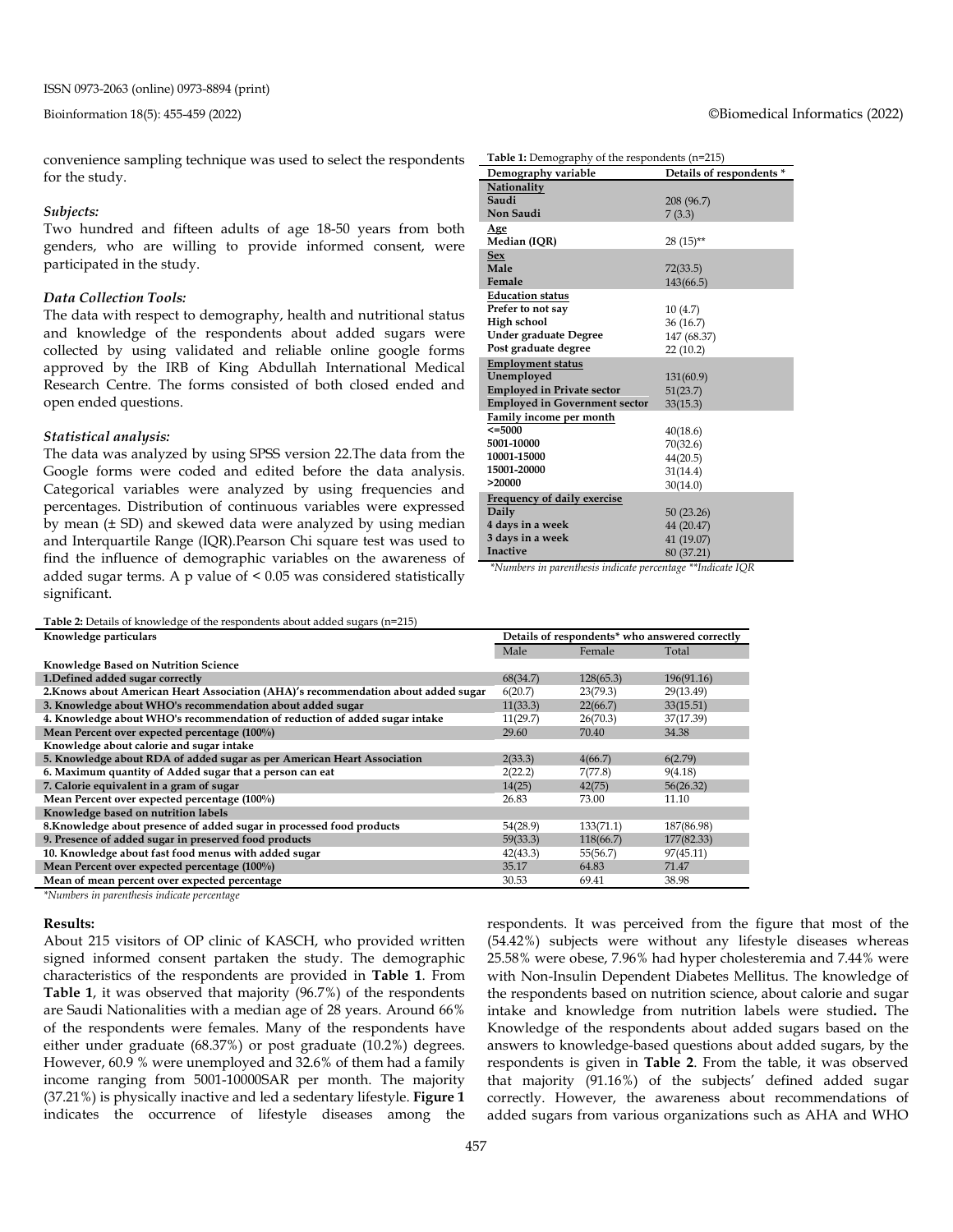convenience sampling technique was used to select the respondents for the study.

### *Subjects:*

Two hundred and fifteen adults of age 18-50 years from both genders, who are willing to provide informed consent, were participated in the study.

### *Data Collection Tools:*

The data with respect to demography, health and nutritional status and knowledge of the respondents about added sugars were collected by using validated and reliable online google forms approved by the IRB of King Abdullah International Medical Research Centre. The forms consisted of both closed ended and open ended questions.

### *Statistical analysis:*

The data was analyzed by using SPSS version 22.The data from the Google forms were coded and edited before the data analysis. Categorical variables were analyzed by using frequencies and percentages. Distribution of continuous variables were expressed by mean (± SD) and skewed data were analyzed by using median and Interquartile Range (IQR).Pearson Chi square test was used to find the influence of demographic variables on the awareness of added sugar terms. A p value of < 0.05 was considered statistically significant.

**Table 1:** Demography of the respondents (n=215)

| Demography variable | Details of respondents * |
|---|---|
| **Nationality** | |
| **Saudi** | 208 (96.7) |
| **Non Saudi** | 7 (3.3) |
| **Age** | |
| **Median (IQR)** | 28 (15)** |
| **Sex** | |
| **Male** | 72(33.5) |
| **Female** | 143(66.5) |
| **Education status** | |
| **Prefer to not say** | 10 (4.7) |
| **High school** | 36 (16.7) |
| **Under graduate Degree** | 147 (68.37) |
| **Post graduate degree** | 22 (10.2) |
| **Employment status** | |
| **Unemployed** | 131(60.9) |
| **Employed in Private sector** | 51(23.7) |
| **Employed in Government sector** | 33(15.3) |
| **Family income per month** | |
| **<=5000** | 40(18.6) |
| **5001-10000** | 70(32.6) |
| **10001-15000** | 44(20.5) |
| **15001-20000** | 31(14.4) |
| **>20000** | 30(14.0) |
| **Frequency of daily exercise** | |
| **Daily** | 50 (23.26) |
| **4 days in a week** | 44 (20.47) |
| **3 days in a week** | 41 (19.07) |
| **Inactive** | 80 (37.21) |

*Numbers in parenthesis indicate percentage **Indicate IQR

**Table 2:** Details of knowledge of the respondents about added sugars (n=215)

| Knowledge particulars | Details of respondents* who answered correctly | | |
|---|---|---|---|
| | Male | Female | Total |
| **Knowledge Based on Nutrition Science** | | | |
| **1.Defined added sugar correctly** | 68(34.7) | 128(65.3) | 196(91.16) |
| **2.Knows about American Heart Association (AHA)'s recommendation about added sugar** | 6(20.7) | 23(79.3) | 29(13.49) |
| **3. Knowledge about WHO's recommendation about added sugar** | 11(33.3) | 22(66.7) | 33(15.51) |
| **4. Knowledge about WHO's recommendation of reduction of added sugar intake** | 11(29.7) | 26(70.3) | 37(17.39) |
| **Mean Percent over expected percentage (100%)** | 29.60 | 70.40 | 34.38 |
| **Knowledge about calorie and sugar intake** | | | |
| **5. Knowledge about RDA of added sugar as per American Heart Association** | 2(33.3) | 4(66.7) | 6(2.79) |
| **6. Maximum quantity of Added sugar that a person can eat** | 2(22.2) | 7(77.8) | 9(4.18) |
| **7. Calorie equivalent in a gram of sugar** | 14(25) | 42(75) | 56(26.32) |
| **Mean Percent over expected percentage (100%)** | 26.83 | 73.00 | 11.10 |
| **Knowledge based on nutrition labels** | | | |
| **8.Knowledge about presence of added sugar in processed food products** | 54(28.9) | 133(71.1) | 187(86.98) |
| **9. Presence of added sugar in preserved food products** | 59(33.3) | 118(66.7) | 177(82.33) |
| **10. Knowledge about fast food menus with added sugar** | 42(43.3) | 55(56.7) | 97(45.11) |
| **Mean Percent over expected percentage (100%)** | 35.17 | 64.83 | 71.47 |
| **Mean of mean percent over expected percentage** | 30.53 | 69.41 | 38.98 |

*Numbers in parenthesis indicate percentage

## Results:

About 215 visitors of OP clinic of KASCH, who provided written signed informed consent partaken the study. The demographic characteristics of the respondents are provided in **Table 1**. From **Table 1**, it was observed that majority (96.7%) of the respondents are Saudi Nationalities with a median age of 28 years. Around 66% of the respondents were females. Many of the respondents have either under graduate (68.37%) or post graduate (10.2%) degrees. However, 60.9 % were unemployed and 32.6% of them had a family income ranging from 5001-10000SAR per month. The majority (37.21%) is physically inactive and led a sedentary lifestyle. **Figure 1** indicates the occurrence of lifestyle diseases among the respondents. It was perceived from the figure that most of the (54.42%) subjects were without any lifestyle diseases whereas 25.58% were obese, 7.96% had hyper cholesteremia and 7.44% were with Non-Insulin Dependent Diabetes Mellitus. The knowledge of the respondents based on nutrition science, about calorie and sugar intake and knowledge from nutrition labels were studied**.** The Knowledge of the respondents about added sugars based on the answers to knowledge-based questions about added sugars, by the respondents is given in **Table 2**. From the table, it was observed that majority (91.16%) of the subjects' defined added sugar correctly. However, the awareness about recommendations of added sugars from various organizations such as AHA and WHO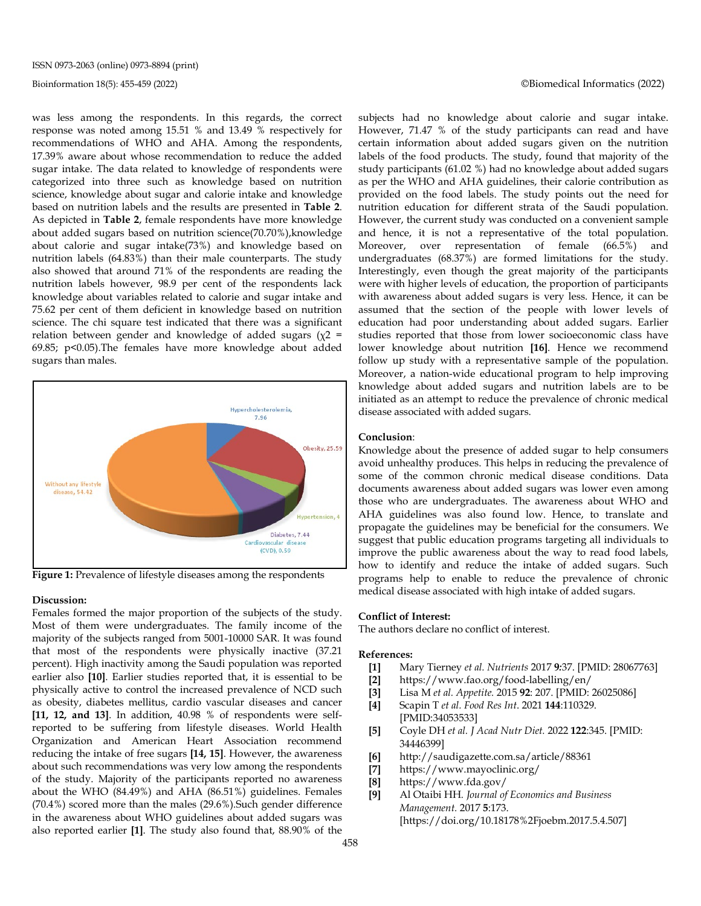was less among the respondents. In this regards, the correct response was noted among 15.51 % and 13.49 % respectively for recommendations of WHO and AHA. Among the respondents, 17.39% aware about whose recommendation to reduce the added sugar intake. The data related to knowledge of respondents were categorized into three such as knowledge based on nutrition science, knowledge about sugar and calorie intake and knowledge based on nutrition labels and the results are presented in **Table 2**. As depicted in **Table 2**, female respondents have more knowledge about added sugars based on nutrition science(70.70%),knowledge about calorie and sugar intake(73%) and knowledge based on nutrition labels (64.83%) than their male counterparts. The study also showed that around 71% of the respondents are reading the nutrition labels however, 98.9 per cent of the respondents lack knowledge about variables related to calorie and sugar intake and 75.62 per cent of them deficient in knowledge based on nutrition science. The chi square test indicated that there was a significant relation between gender and knowledge of added sugars ($\chi^2$ = 69.85; $p<0.05$).The females have more knowledge about added sugars than males.

Hypercholesterolemia, 7.96
Obesity, 25.59
Hypertension, 4
Diabetes, 7.44
Cardiovascular disease (CVD), 0.59
Without any lifestyle disease, 54.42

**Figure 1:** Prevalence of lifestyle diseases among the respondents

**Discussion:**

Females formed the major proportion of the subjects of the study. Most of them were undergraduates. The family income of the majority of the subjects ranged from 5001-10000 SAR. It was found that most of the respondents were physically inactive (37.21 percent). High inactivity among the Saudi population was reported earlier also **[10]**. Earlier studies reported that, it is essential to be physically active to control the increased prevalence of NCD such as obesity, diabetes mellitus, cardio vascular diseases and cancer **[11, 12, and 13]**. In addition, 40.98 % of respondents were self-reported to be suffering from lifestyle diseases. World Health Organization and American Heart Association recommend reducing the intake of free sugars **[14, 15]**. However, the awareness about such recommendations was very low among the respondents of the study. Majority of the participants reported no awareness about the WHO (84.49%) and AHA (86.51%) guidelines. Females (70.4%) scored more than the males (29.6%).Such gender difference in the awareness about WHO guidelines about added sugars was also reported earlier **[1]**. The study also found that, 88.90% of the subjects had no knowledge about calorie and sugar intake. However, 71.47 % of the study participants can read and have certain information about added sugars given on the nutrition labels of the food products. The study, found that majority of the study participants (61.02 %) had no knowledge about added sugars as per the WHO and AHA guidelines, their calorie contribution as provided on the food labels. The study points out the need for nutrition education for different strata of the Saudi population. However, the current study was conducted on a convenient sample and hence, it is not a representative of the total population. Moreover, over representation of female (66.5%) and undergraduates (68.37%) are formed limitations for the study. Interestingly, even though the great majority of the participants were with higher levels of education, the proportion of participants with awareness about added sugars is very less. Hence, it can be assumed that the section of the people with lower levels of education had poor understanding about added sugars. Earlier studies reported that those from lower socioeconomic class have lower knowledge about nutrition **[16]**. Hence we recommend follow up study with a representative sample of the population. Moreover, a nation-wide educational program to help improving knowledge about added sugars and nutrition labels are to be initiated as an attempt to reduce the prevalence of chronic medical disease associated with added sugars.

**Conclusion**:

Knowledge about the presence of added sugar to help consumers avoid unhealthy produces. This helps in reducing the prevalence of some of the common chronic medical disease conditions. Data documents awareness about added sugars was lower even among those who are undergraduates. The awareness about WHO and AHA guidelines was also found low. Hence, to translate and propagate the guidelines may be beneficial for the consumers. We suggest that public education programs targeting all individuals to improve the public awareness about the way to read food labels, how to identify and reduce the intake of added sugars. Such programs help to enable to reduce the prevalence of chronic medical disease associated with high intake of added sugars.

**Conflict of Interest:**

The authors declare no conflict of interest.

**References:**

- **[1]** Mary Tierney *et al. Nutrients* 2017 **9**:37. [PMID: 28067763]
- **[2]** https://www.fao.org/food-labelling/en/
- **[3]** Lisa M *et al. Appetite.* 2015 **92**: 207. [PMID: 26025086]
- **[4]** Scapin T *et al. Food Res Int.* 2021 **144**:110329. [PMID:34053533]
- **[5]** Coyle DH *et al. J Acad Nutr Diet.* 2022 **122**:345. [PMID: 34446399]
- **[6]** http://saudigazette.com.sa/article/88361
- **[7]** https://www.mayoclinic.org/
- **[8]** https://www.fda.gov/
- **[9]** Al Otaibi HH. *Journal of Economics and Business Management.* 2017 **5**:173. [https://doi.org/10.18178%2Fjoebm.2017.5.4.507]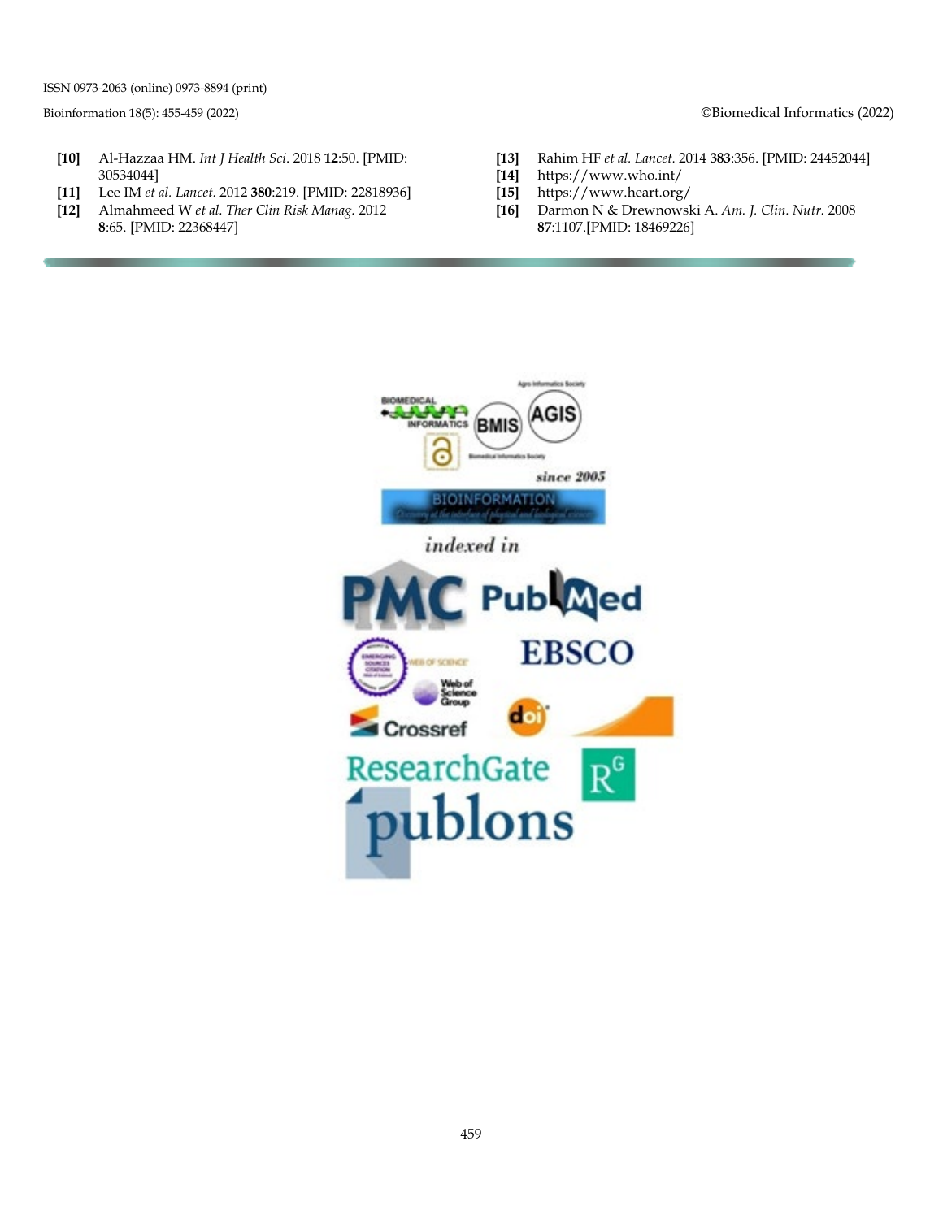**[10]** Al-Hazzaa HM. *Int J Health Sci*. 2018 **12**:50. [PMID: 30534044]

**[11]** Lee IM *et al. Lancet.* 2012 **380**:219. [PMID: 22818936]

**[12]** Almahmeed W *et al. Ther Clin Risk Manag.* 2012 **8**:65. [PMID: 22368447]

**[13]** Rahim HF *et al. Lancet.* 2014 **383**:356. [PMID: 24452044]

**[14]** https://www.who.int/

**[15]** https://www.heart.org/

**[16]** Darmon N & Drewnowski A. *Am. J. Clin. Nutr.* 2008 **87**:1107.[PMID: 18469226]